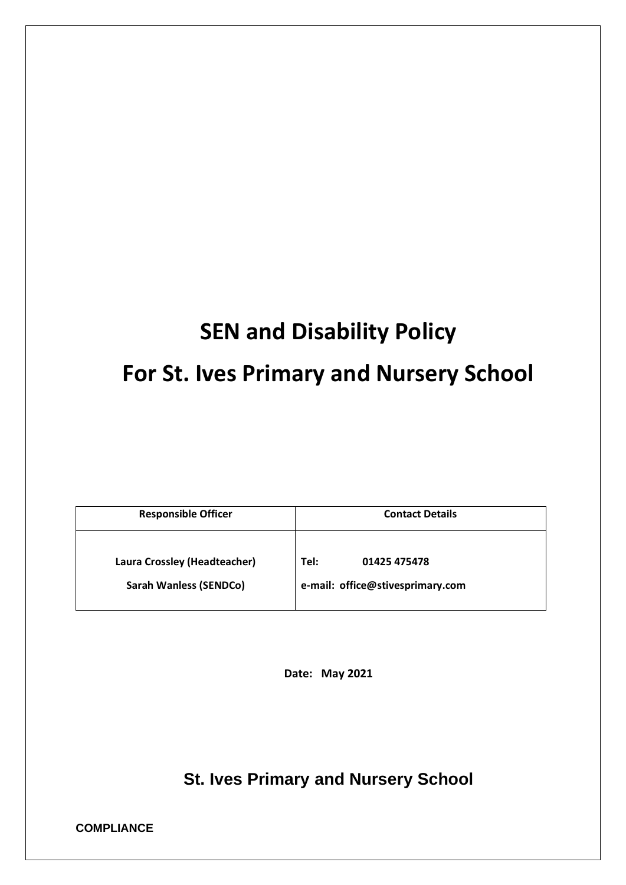# SEN and Disability Policy

# For St. Ives Primary and Nursery School

| Responsible Officer | Contact Details |
| --- | --- |
| **Laura Crossley (Headteacher)**<br>**Sarah Wanless (SENDCo)** | **Tel: 01425 475478**<br>**e-mail: office@stivesprimary.com** |

**Date: May 2021**

## St. Ives Primary and Nursery School

**COMPLIANCE**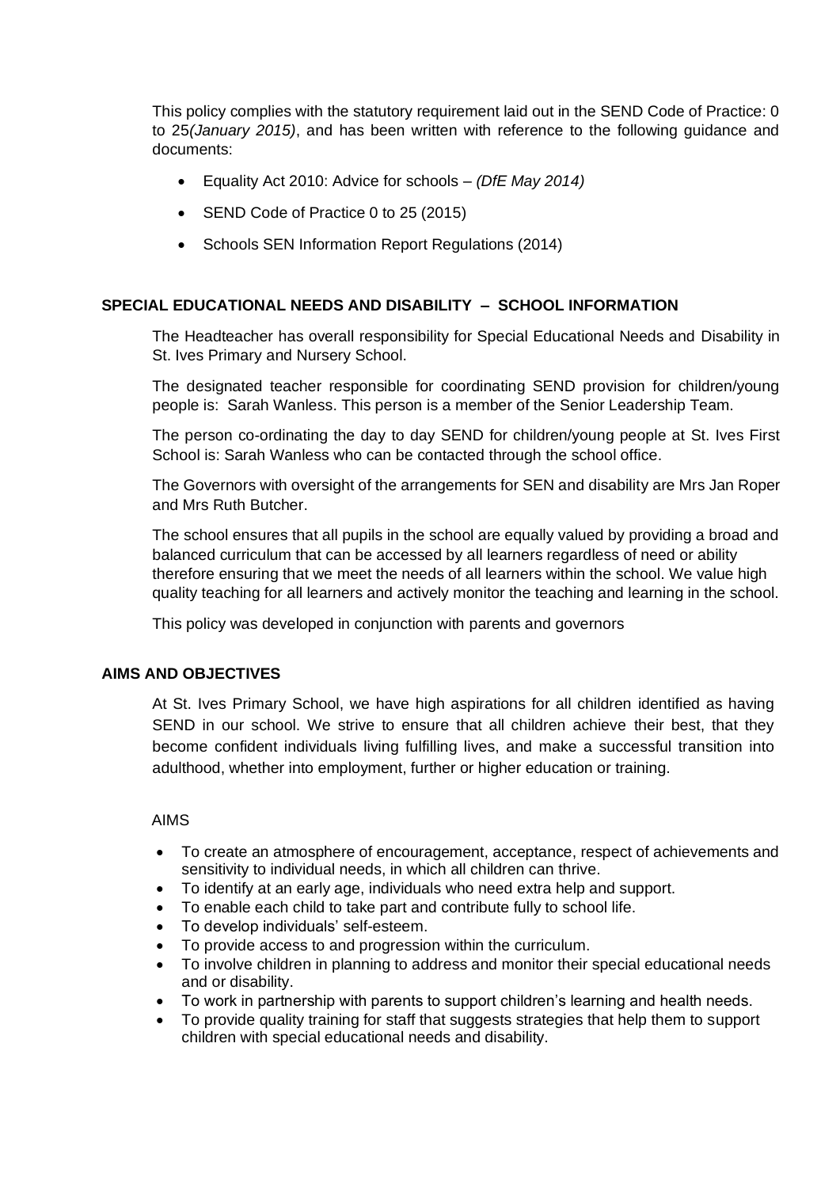This policy complies with the statutory requirement laid out in the SEND Code of Practice: 0 to 25*(January 2015)*, and has been written with reference to the following guidance and documents:

- Equality Act 2010: Advice for schools – *(DfE May 2014)*
- SEND Code of Practice 0 to 25 (2015)
- Schools SEN Information Report Regulations (2014)

## SPECIAL EDUCATIONAL NEEDS AND DISABILITY – SCHOOL INFORMATION

The Headteacher has overall responsibility for Special Educational Needs and Disability in St. Ives Primary and Nursery School.

The designated teacher responsible for coordinating SEND provision for children/young people is: Sarah Wanless. This person is a member of the Senior Leadership Team.

The person co-ordinating the day to day SEND for children/young people at St. Ives First School is: Sarah Wanless who can be contacted through the school office.

The Governors with oversight of the arrangements for SEN and disability are Mrs Jan Roper and Mrs Ruth Butcher.

The school ensures that all pupils in the school are equally valued by providing a broad and balanced curriculum that can be accessed by all learners regardless of need or ability therefore ensuring that we meet the needs of all learners within the school. We value high quality teaching for all learners and actively monitor the teaching and learning in the school.

This policy was developed in conjunction with parents and governors

## AIMS AND OBJECTIVES

At St. Ives Primary School, we have high aspirations for all children identified as having SEND in our school. We strive to ensure that all children achieve their best, that they become confident individuals living fulfilling lives, and make a successful transition into adulthood, whether into employment, further or higher education or training.

AIMS

- To create an atmosphere of encouragement, acceptance, respect of achievements and sensitivity to individual needs, in which all children can thrive.
- To identify at an early age, individuals who need extra help and support.
- To enable each child to take part and contribute fully to school life.
- To develop individuals' self-esteem.
- To provide access to and progression within the curriculum.
- To involve children in planning to address and monitor their special educational needs and or disability.
- To work in partnership with parents to support children's learning and health needs.
- To provide quality training for staff that suggests strategies that help them to support children with special educational needs and disability.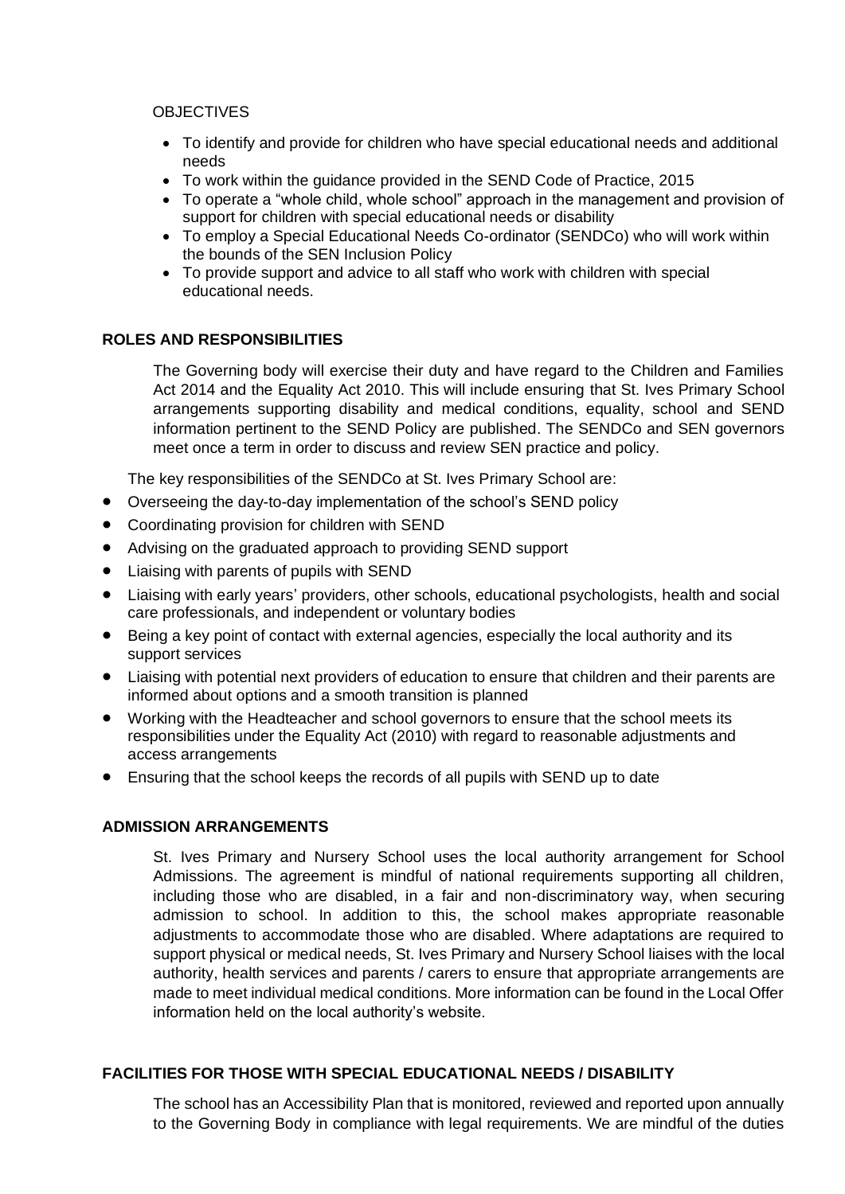OBJECTIVES

- To identify and provide for children who have special educational needs and additional needs
- To work within the guidance provided in the SEND Code of Practice, 2015
- To operate a "whole child, whole school" approach in the management and provision of support for children with special educational needs or disability
- To employ a Special Educational Needs Co-ordinator (SENDCo) who will work within the bounds of the SEN Inclusion Policy
- To provide support and advice to all staff who work with children with special educational needs.

**ROLES AND RESPONSIBILITIES**

The Governing body will exercise their duty and have regard to the Children and Families Act 2014 and the Equality Act 2010. This will include ensuring that St. Ives Primary School arrangements supporting disability and medical conditions, equality, school and SEND information pertinent to the SEND Policy are published. The SENDCo and SEN governors meet once a term in order to discuss and review SEN practice and policy.

The key responsibilities of the SENDCo at St. Ives Primary School are:

- Overseeing the day-to-day implementation of the school's SEND policy
- Coordinating provision for children with SEND
- Advising on the graduated approach to providing SEND support
- Liaising with parents of pupils with SEND
- Liaising with early years' providers, other schools, educational psychologists, health and social care professionals, and independent or voluntary bodies
- Being a key point of contact with external agencies, especially the local authority and its support services
- Liaising with potential next providers of education to ensure that children and their parents are informed about options and a smooth transition is planned
- Working with the Headteacher and school governors to ensure that the school meets its responsibilities under the Equality Act (2010) with regard to reasonable adjustments and access arrangements
- Ensuring that the school keeps the records of all pupils with SEND up to date

**ADMISSION ARRANGEMENTS**

St. Ives Primary and Nursery School uses the local authority arrangement for School Admissions. The agreement is mindful of national requirements supporting all children, including those who are disabled, in a fair and non-discriminatory way, when securing admission to school. In addition to this, the school makes appropriate reasonable adjustments to accommodate those who are disabled. Where adaptations are required to support physical or medical needs, St. Ives Primary and Nursery School liaises with the local authority, health services and parents / carers to ensure that appropriate arrangements are made to meet individual medical conditions. More information can be found in the Local Offer information held on the local authority's website.

**FACILITIES FOR THOSE WITH SPECIAL EDUCATIONAL NEEDS / DISABILITY**

The school has an Accessibility Plan that is monitored, reviewed and reported upon annually to the Governing Body in compliance with legal requirements. We are mindful of the duties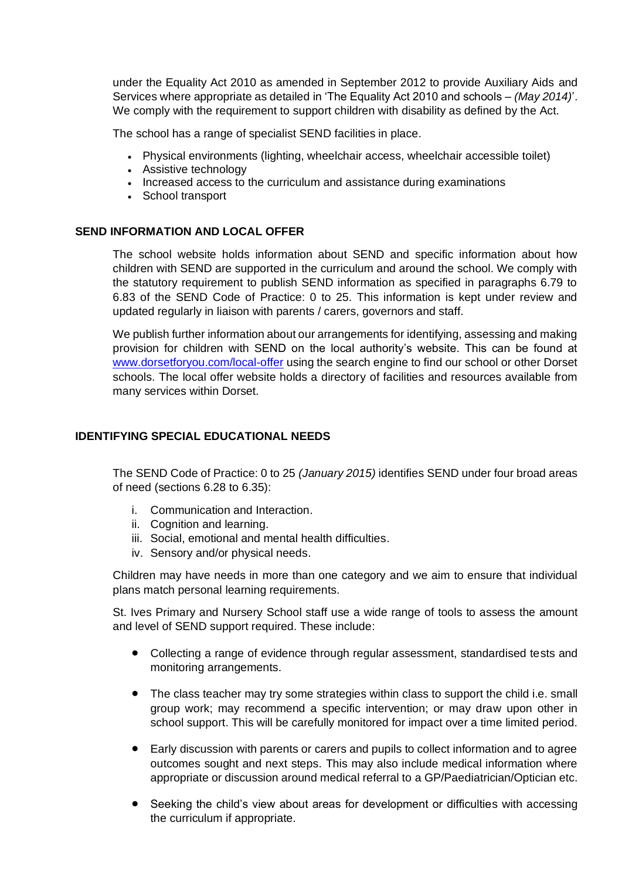under the Equality Act 2010 as amended in September 2012 to provide Auxiliary Aids and Services where appropriate as detailed in 'The Equality Act 2010 and schools – *(May 2014)*'. We comply with the requirement to support children with disability as defined by the Act.

The school has a range of specialist SEND facilities in place.

- Physical environments (lighting, wheelchair access, wheelchair accessible toilet)
- Assistive technology
- Increased access to the curriculum and assistance during examinations
- School transport

## SEND INFORMATION AND LOCAL OFFER

The school website holds information about SEND and specific information about how children with SEND are supported in the curriculum and around the school. We comply with the statutory requirement to publish SEND information as specified in paragraphs 6.79 to 6.83 of the SEND Code of Practice: 0 to 25. This information is kept under review and updated regularly in liaison with parents / carers, governors and staff.

We publish further information about our arrangements for identifying, assessing and making provision for children with SEND on the local authority's website. This can be found at [www.dorsetforyou.com/local-offer](www.dorsetforyou.com/local-offer) using the search engine to find our school or other Dorset schools. The local offer website holds a directory of facilities and resources available from many services within Dorset.

## IDENTIFYING SPECIAL EDUCATIONAL NEEDS

The SEND Code of Practice: 0 to 25 *(January 2015)* identifies SEND under four broad areas of need (sections 6.28 to 6.35):

i. Communication and Interaction.
ii. Cognition and learning.
iii. Social, emotional and mental health difficulties.
iv. Sensory and/or physical needs.

Children may have needs in more than one category and we aim to ensure that individual plans match personal learning requirements.

St. Ives Primary and Nursery School staff use a wide range of tools to assess the amount and level of SEND support required. These include:

- Collecting a range of evidence through regular assessment, standardised tests and monitoring arrangements.
- The class teacher may try some strategies within class to support the child i.e. small group work; may recommend a specific intervention; or may draw upon other in school support. This will be carefully monitored for impact over a time limited period.
- Early discussion with parents or carers and pupils to collect information and to agree outcomes sought and next steps. This may also include medical information where appropriate or discussion around medical referral to a GP/Paediatrician/Optician etc.
- Seeking the child's view about areas for development or difficulties with accessing the curriculum if appropriate.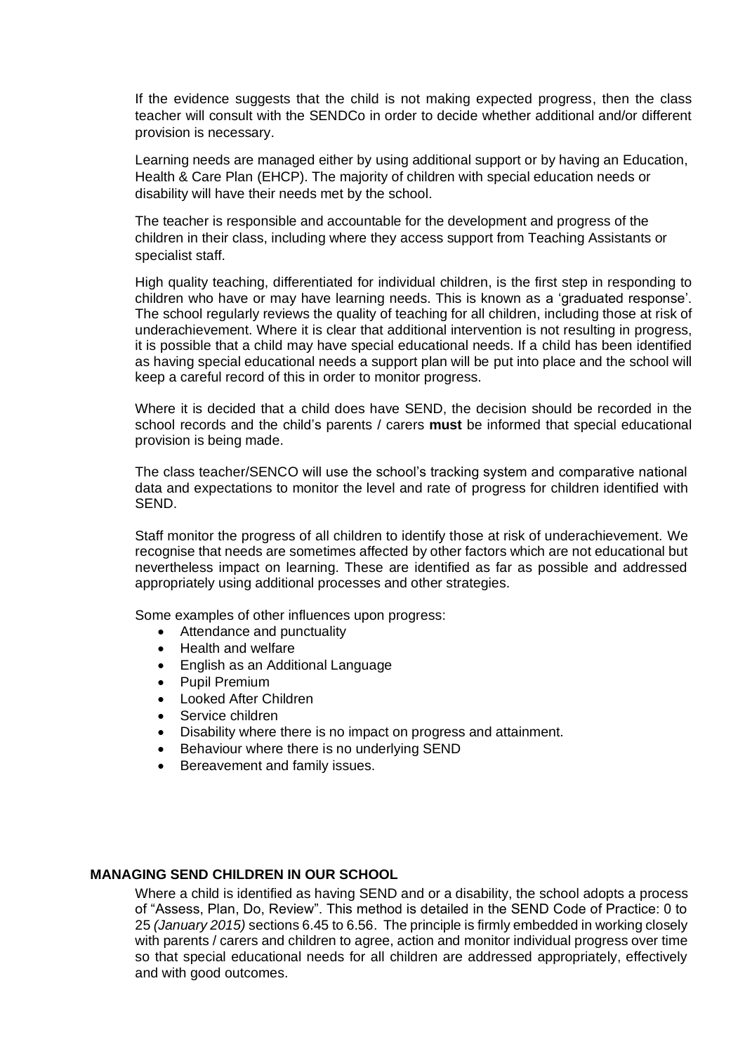If the evidence suggests that the child is not making expected progress, then the class teacher will consult with the SENDCo in order to decide whether additional and/or different provision is necessary.

Learning needs are managed either by using additional support or by having an Education, Health & Care Plan (EHCP). The majority of children with special education needs or disability will have their needs met by the school.

The teacher is responsible and accountable for the development and progress of the children in their class, including where they access support from Teaching Assistants or specialist staff.

High quality teaching, differentiated for individual children, is the first step in responding to children who have or may have learning needs. This is known as a 'graduated response'. The school regularly reviews the quality of teaching for all children, including those at risk of underachievement. Where it is clear that additional intervention is not resulting in progress, it is possible that a child may have special educational needs. If a child has been identified as having special educational needs a support plan will be put into place and the school will keep a careful record of this in order to monitor progress.

Where it is decided that a child does have SEND, the decision should be recorded in the school records and the child's parents / carers **must** be informed that special educational provision is being made.

The class teacher/SENCO will use the school's tracking system and comparative national data and expectations to monitor the level and rate of progress for children identified with SEND.

Staff monitor the progress of all children to identify those at risk of underachievement. We recognise that needs are sometimes affected by other factors which are not educational but nevertheless impact on learning. These are identified as far as possible and addressed appropriately using additional processes and other strategies.

Some examples of other influences upon progress:

- Attendance and punctuality
- Health and welfare
- English as an Additional Language
- Pupil Premium
- Looked After Children
- Service children
- Disability where there is no impact on progress and attainment.
- Behaviour where there is no underlying SEND
- Bereavement and family issues.

**MANAGING SEND CHILDREN IN OUR SCHOOL**

Where a child is identified as having SEND and or a disability, the school adopts a process of "Assess, Plan, Do, Review". This method is detailed in the SEND Code of Practice: 0 to 25 *(January 2015)* sections 6.45 to 6.56. The principle is firmly embedded in working closely with parents / carers and children to agree, action and monitor individual progress over time so that special educational needs for all children are addressed appropriately, effectively and with good outcomes.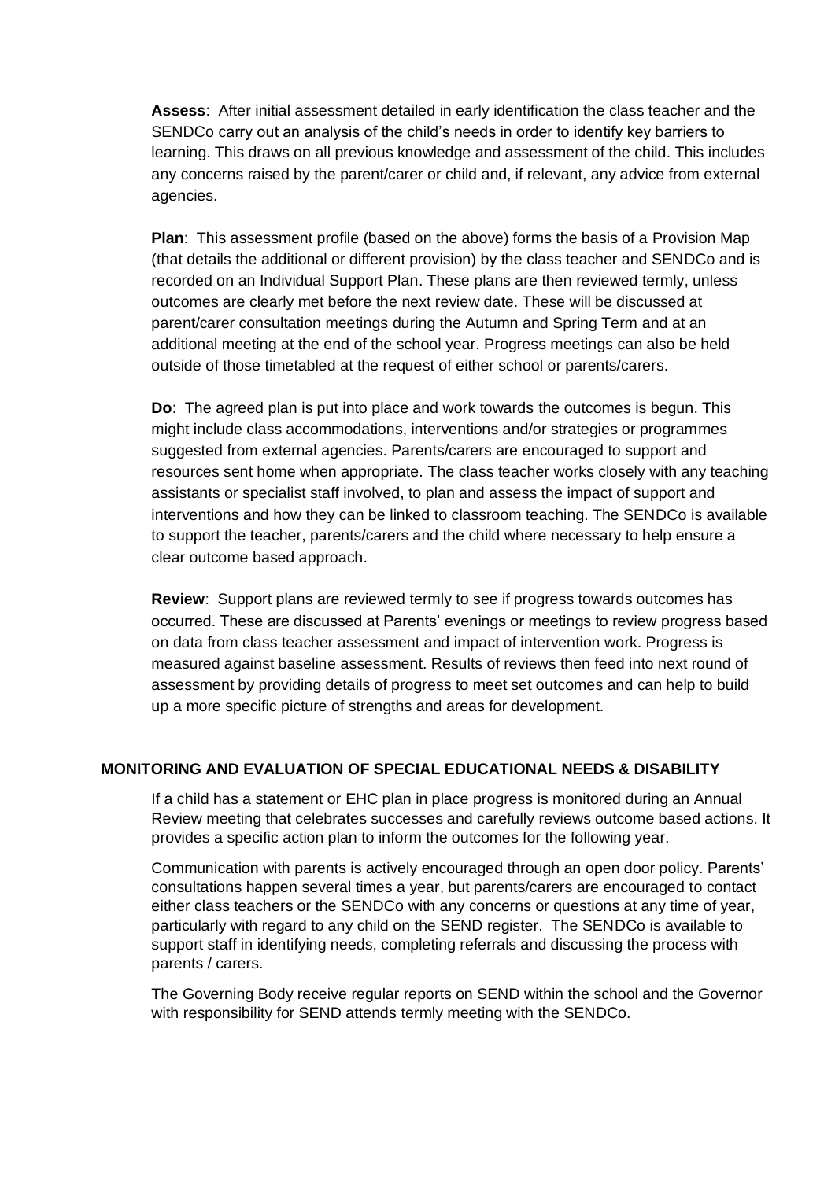**Assess**: After initial assessment detailed in early identification the class teacher and the SENDCo carry out an analysis of the child's needs in order to identify key barriers to learning. This draws on all previous knowledge and assessment of the child. This includes any concerns raised by the parent/carer or child and, if relevant, any advice from external agencies.

**Plan**: This assessment profile (based on the above) forms the basis of a Provision Map (that details the additional or different provision) by the class teacher and SENDCo and is recorded on an Individual Support Plan. These plans are then reviewed termly, unless outcomes are clearly met before the next review date. These will be discussed at parent/carer consultation meetings during the Autumn and Spring Term and at an additional meeting at the end of the school year. Progress meetings can also be held outside of those timetabled at the request of either school or parents/carers.

**Do**: The agreed plan is put into place and work towards the outcomes is begun. This might include class accommodations, interventions and/or strategies or programmes suggested from external agencies. Parents/carers are encouraged to support and resources sent home when appropriate. The class teacher works closely with any teaching assistants or specialist staff involved, to plan and assess the impact of support and interventions and how they can be linked to classroom teaching. The SENDCo is available to support the teacher, parents/carers and the child where necessary to help ensure a clear outcome based approach.

**Review**: Support plans are reviewed termly to see if progress towards outcomes has occurred. These are discussed at Parents' evenings or meetings to review progress based on data from class teacher assessment and impact of intervention work. Progress is measured against baseline assessment. Results of reviews then feed into next round of assessment by providing details of progress to meet set outcomes and can help to build up a more specific picture of strengths and areas for development.

## MONITORING AND EVALUATION OF SPECIAL EDUCATIONAL NEEDS & DISABILITY

If a child has a statement or EHC plan in place progress is monitored during an Annual Review meeting that celebrates successes and carefully reviews outcome based actions. It provides a specific action plan to inform the outcomes for the following year.

Communication with parents is actively encouraged through an open door policy. Parents' consultations happen several times a year, but parents/carers are encouraged to contact either class teachers or the SENDCo with any concerns or questions at any time of year, particularly with regard to any child on the SEND register. The SENDCo is available to support staff in identifying needs, completing referrals and discussing the process with parents / carers.

The Governing Body receive regular reports on SEND within the school and the Governor with responsibility for SEND attends termly meeting with the SENDCo.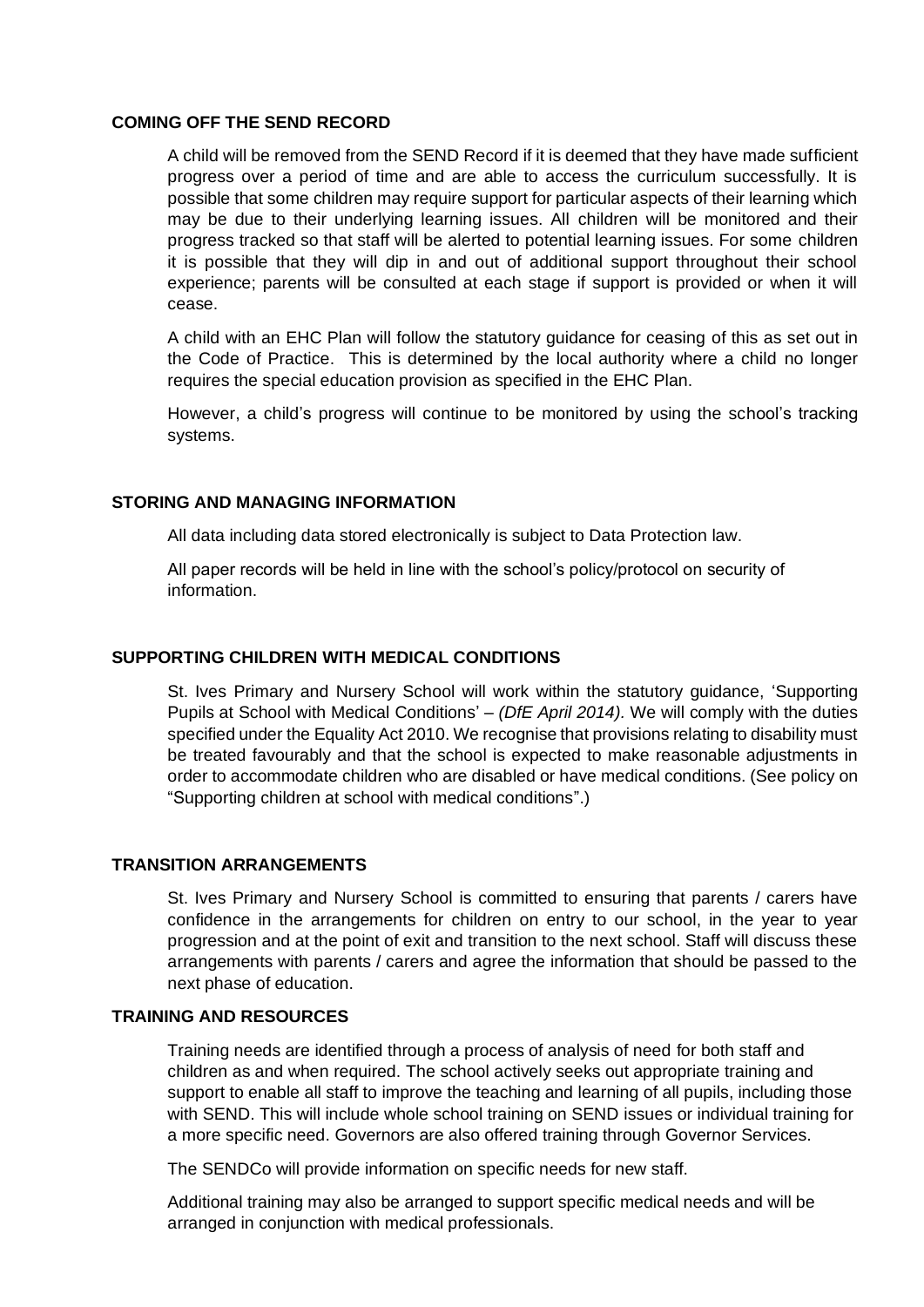## COMING OFF THE SEND RECORD

A child will be removed from the SEND Record if it is deemed that they have made sufficient progress over a period of time and are able to access the curriculum successfully. It is possible that some children may require support for particular aspects of their learning which may be due to their underlying learning issues. All children will be monitored and their progress tracked so that staff will be alerted to potential learning issues. For some children it is possible that they will dip in and out of additional support throughout their school experience; parents will be consulted at each stage if support is provided or when it will cease.

A child with an EHC Plan will follow the statutory guidance for ceasing of this as set out in the Code of Practice. This is determined by the local authority where a child no longer requires the special education provision as specified in the EHC Plan.

However, a child's progress will continue to be monitored by using the school's tracking systems.

## STORING AND MANAGING INFORMATION

All data including data stored electronically is subject to Data Protection law.

All paper records will be held in line with the school's policy/protocol on security of information.

## SUPPORTING CHILDREN WITH MEDICAL CONDITIONS

St. Ives Primary and Nursery School will work within the statutory guidance, 'Supporting Pupils at School with Medical Conditions' – *(DfE April 2014).* We will comply with the duties specified under the Equality Act 2010. We recognise that provisions relating to disability must be treated favourably and that the school is expected to make reasonable adjustments in order to accommodate children who are disabled or have medical conditions. (See policy on "Supporting children at school with medical conditions".)

## TRANSITION ARRANGEMENTS

St. Ives Primary and Nursery School is committed to ensuring that parents / carers have confidence in the arrangements for children on entry to our school, in the year to year progression and at the point of exit and transition to the next school. Staff will discuss these arrangements with parents / carers and agree the information that should be passed to the next phase of education.

## TRAINING AND RESOURCES

Training needs are identified through a process of analysis of need for both staff and children as and when required. The school actively seeks out appropriate training and support to enable all staff to improve the teaching and learning of all pupils, including those with SEND. This will include whole school training on SEND issues or individual training for a more specific need. Governors are also offered training through Governor Services.

The SENDCo will provide information on specific needs for new staff.

Additional training may also be arranged to support specific medical needs and will be arranged in conjunction with medical professionals.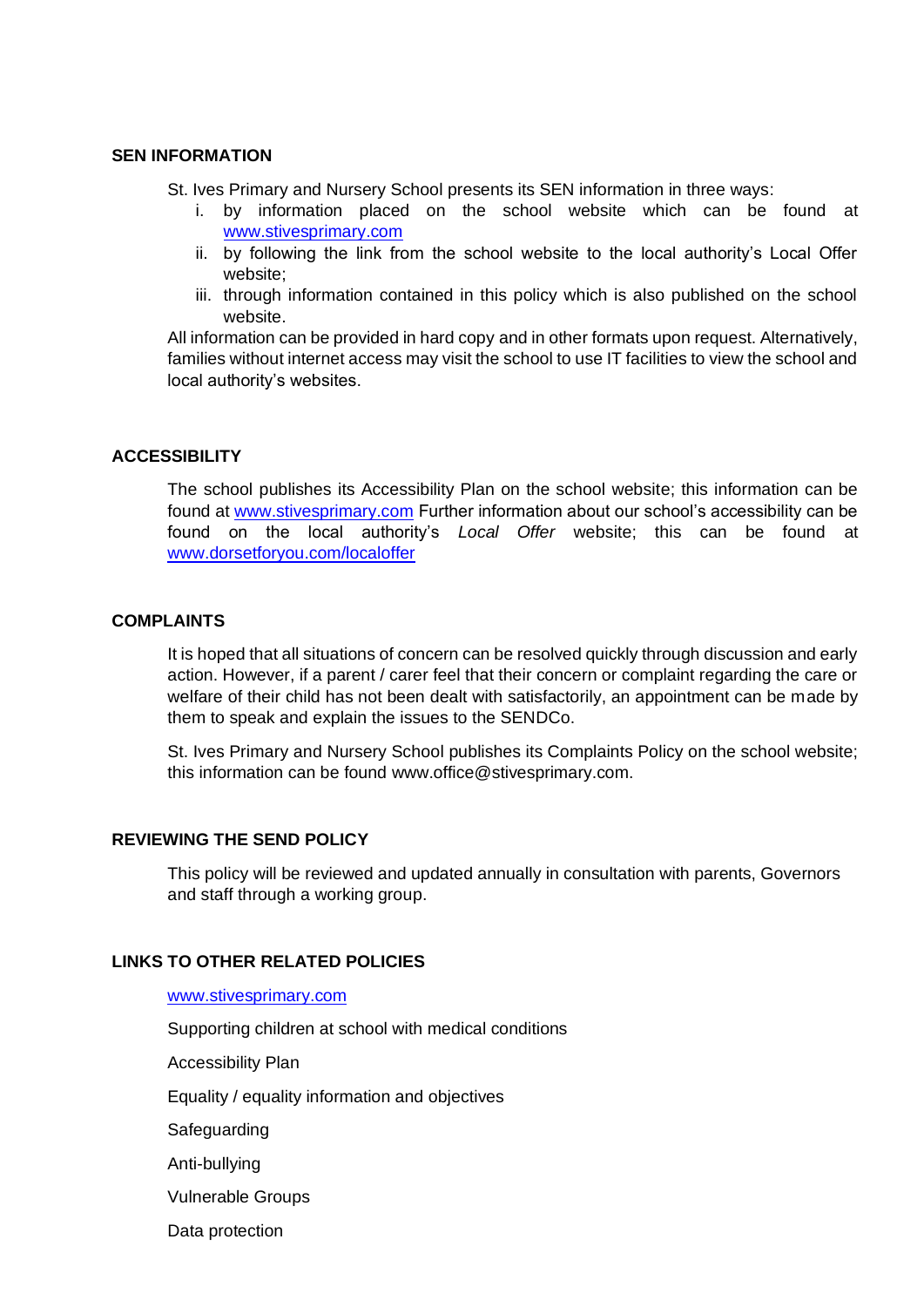## SEN INFORMATION

St. Ives Primary and Nursery School presents its SEN information in three ways:

i. by information placed on the school website which can be found at www.stivesprimary.com
ii. by following the link from the school website to the local authority's Local Offer website;
iii. through information contained in this policy which is also published on the school website.

All information can be provided in hard copy and in other formats upon request. Alternatively, families without internet access may visit the school to use IT facilities to view the school and local authority's websites.

## ACCESSIBILITY

The school publishes its Accessibility Plan on the school website; this information can be found at www.stivesprimary.com Further information about our school's accessibility can be found on the local authority's *Local Offer* website; this can be found at www.dorsetforyou.com/localoffer

## COMPLAINTS

It is hoped that all situations of concern can be resolved quickly through discussion and early action. However, if a parent / carer feel that their concern or complaint regarding the care or welfare of their child has not been dealt with satisfactorily, an appointment can be made by them to speak and explain the issues to the SENDCo.

St. Ives Primary and Nursery School publishes its Complaints Policy on the school website; this information can be found www.office@stivesprimary.com.

## REVIEWING THE SEND POLICY

This policy will be reviewed and updated annually in consultation with parents, Governors and staff through a working group.

## LINKS TO OTHER RELATED POLICIES

www.stivesprimary.com

Supporting children at school with medical conditions

Accessibility Plan

Equality / equality information and objectives

Safeguarding

Anti-bullying

Vulnerable Groups

Data protection